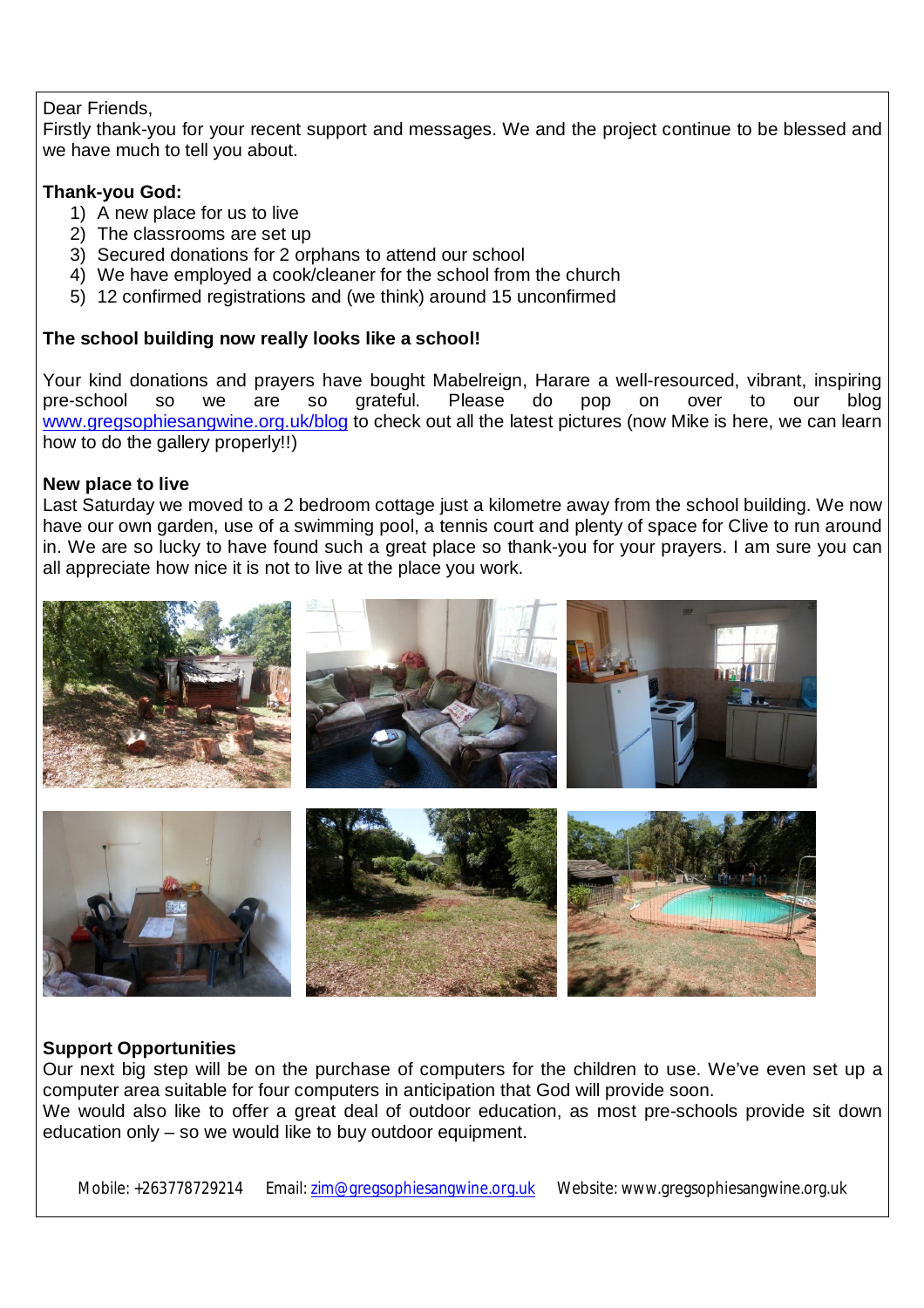Dear Friends,

Firstly thank-you for your recent support and messages. We and the project continue to be blessed and we have much to tell you about.

**Thank-you God:**

1) A new place for us to live
2) The classrooms are set up
3) Secured donations for 2 orphans to attend our school
4) We have employed a cook/cleaner for the school from the church
5) 12 confirmed registrations and (we think) around 15 unconfirmed

**The school building now really looks like a school!**

Your kind donations and prayers have bought Mabelreign, Harare a well-resourced, vibrant, inspiring pre-school so we are so grateful. Please do pop on over to our blog www.gregsophiesangwine.org.uk/blog to check out all the latest pictures (now Mike is here, we can learn how to do the gallery properly!!)

**New place to live**

Last Saturday we moved to a 2 bedroom cottage just a kilometre away from the school building. We now have our own garden, use of a swimming pool, a tennis court and plenty of space for Clive to run around in. We are so lucky to have found such a great place so thank-you for your prayers. I am sure you can all appreciate how nice it is not to live at the place you work.

**Support Opportunities**

Our next big step will be on the purchase of computers for the children to use. We've even set up a computer area suitable for four computers in anticipation that God will provide soon.

We would also like to offer a great deal of outdoor education, as most pre-schools provide sit down education only – so we would like to buy outdoor equipment.

Mobile: +263778729214 Email: zim@gregsophiesangwine.org.uk Website: www.gregsophiesangwine.org.uk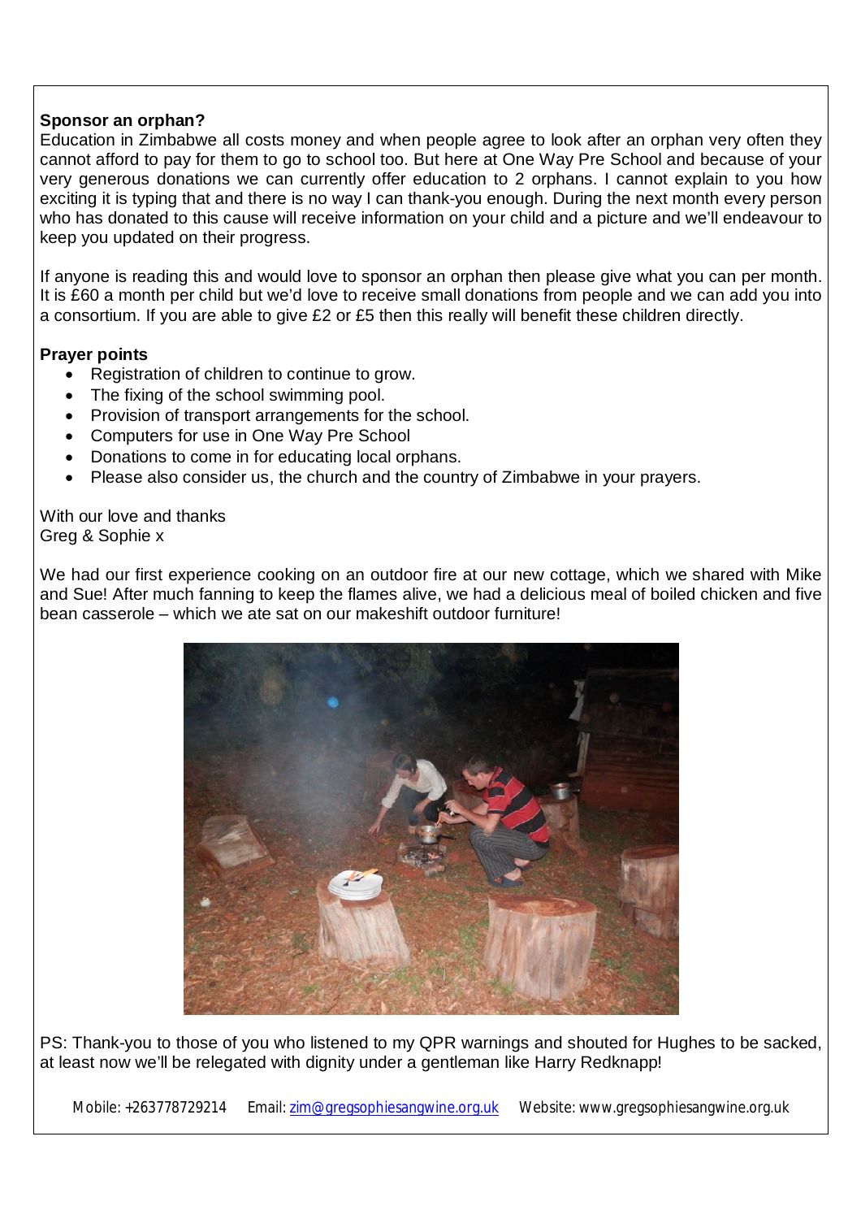**Sponsor an orphan?**

Education in Zimbabwe all costs money and when people agree to look after an orphan very often they cannot afford to pay for them to go to school too. But here at One Way Pre School and because of your very generous donations we can currently offer education to 2 orphans. I cannot explain to you how exciting it is typing that and there is no way I can thank-you enough. During the next month every person who has donated to this cause will receive information on your child and a picture and we'll endeavour to keep you updated on their progress.

If anyone is reading this and would love to sponsor an orphan then please give what you can per month. It is £60 a month per child but we'd love to receive small donations from people and we can add you into a consortium. If you are able to give £2 or £5 then this really will benefit these children directly.

**Prayer points**

- Registration of children to continue to grow.
- The fixing of the school swimming pool.
- Provision of transport arrangements for the school.
- Computers for use in One Way Pre School
- Donations to come in for educating local orphans.
- Please also consider us, the church and the country of Zimbabwe in your prayers.

With our love and thanks
Greg & Sophie x

We had our first experience cooking on an outdoor fire at our new cottage, which we shared with Mike and Sue! After much fanning to keep the flames alive, we had a delicious meal of boiled chicken and five bean casserole – which we ate sat on our makeshift outdoor furniture!

PS: Thank-you to those of you who listened to my QPR warnings and shouted for Hughes to be sacked, at least now we'll be relegated with dignity under a gentleman like Harry Redknapp!

Mobile: +263778729214 Email: zim@gregsophiesangwine.org.uk Website: www.gregsophiesangwine.org.uk